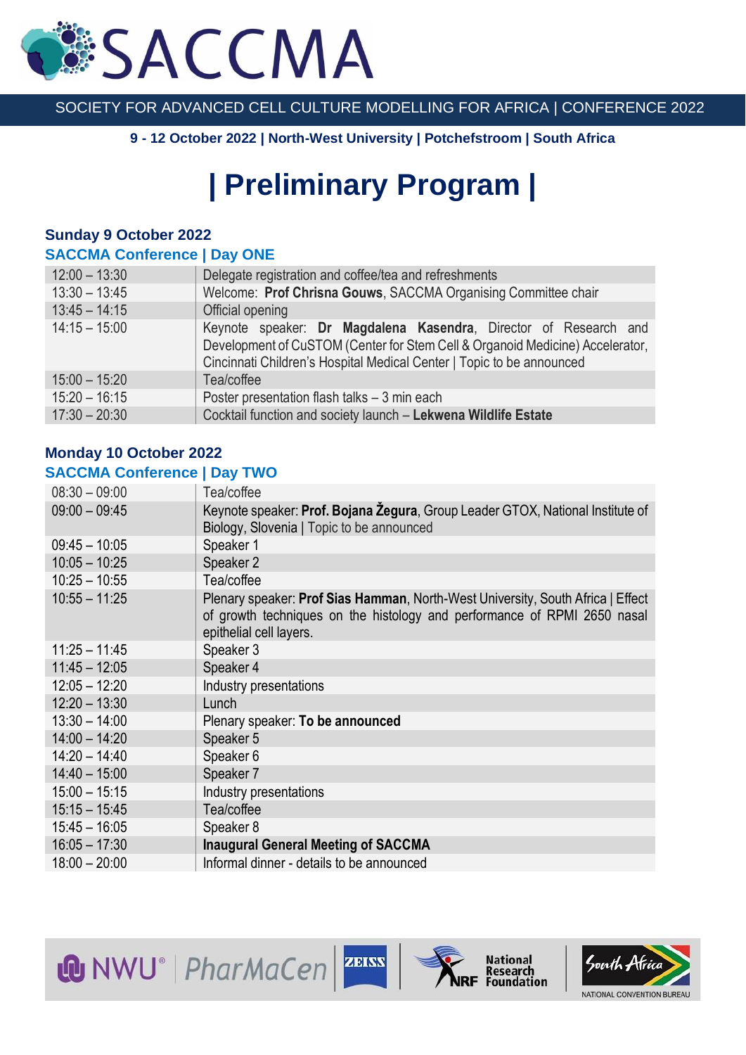# SACCMA

SOCIETY FOR ADVANCED CELL CULTURE MODELLING FOR AFRICA | CONFERENCE 2022

**9 - 12 October 2022 | North-West University | Potchefstroom | South Africa**

# | Preliminary Program |

### Sunday 9 October 2022

### SACCMA Conference | Day ONE

| | |
|---|---|
| 12:00 – 13:30 | Delegate registration and coffee/tea and refreshments |
| 13:30 – 13:45 | Welcome: **Prof Chrisna Gouws**, SACCMA Organising Committee chair |
| 13:45 – 14:15 | Official opening |
| 14:15 – 15:00 | Keynote speaker: **Dr Magdalena Kasendra**, Director of Research and Development of CuSTOM (Center for Stem Cell & Organoid Medicine) Accelerator, Cincinnati Children's Hospital Medical Center \| Topic to be announced |
| 15:00 – 15:20 | Tea/coffee |
| 15:20 – 16:15 | Poster presentation flash talks – 3 min each |
| 17:30 – 20:30 | Cocktail function and society launch – **Lekwena Wildlife Estate** |

### Monday 10 October 2022

### SACCMA Conference | Day TWO

| | |
|---|---|
| 08:30 – 09:00 | Tea/coffee |
| 09:00 – 09:45 | Keynote speaker: **Prof. Bojana Žegura**, Group Leader GTOX, National Institute of Biology, Slovenia \| Topic to be announced |
| 09:45 – 10:05 | Speaker 1 |
| 10:05 – 10:25 | Speaker 2 |
| 10:25 – 10:55 | Tea/coffee |
| 10:55 – 11:25 | Plenary speaker: **Prof Sias Hamman**, North-West University, South Africa \| Effect of growth techniques on the histology and performance of RPMI 2650 nasal epithelial cell layers. |
| 11:25 – 11:45 | Speaker 3 |
| 11:45 – 12:05 | Speaker 4 |
| 12:05 – 12:20 | Industry presentations |
| 12:20 – 13:30 | Lunch |
| 13:30 – 14:00 | Plenary speaker: **To be announced** |
| 14:00 – 14:20 | Speaker 5 |
| 14:20 – 14:40 | Speaker 6 |
| 14:40 – 15:00 | Speaker 7 |
| 15:00 – 15:15 | Industry presentations |
| 15:15 – 15:45 | Tea/coffee |
| 15:45 – 16:05 | Speaker 8 |
| 16:05 – 17:30 | **Inaugural General Meeting of SACCMA** |
| 18:00 – 20:00 | Informal dinner - details to be announced |

NWU® | PharMaCen | ZEISS | NRF National Research Foundation | South Africa NATIONAL CONVENTION BUREAU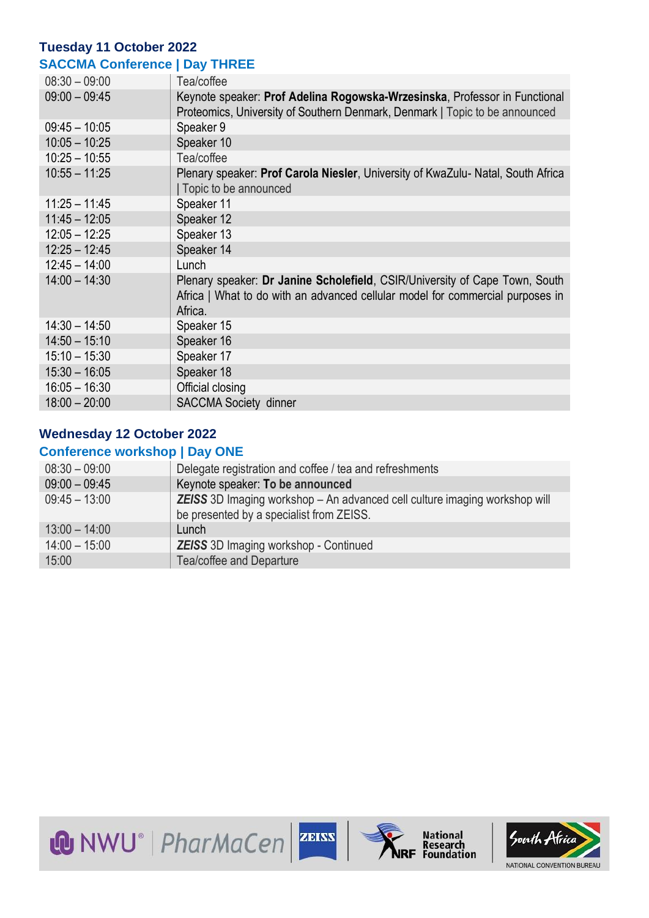## Tuesday 11 October 2022

### SACCMA Conference | Day THREE

| | |
|---|---|
| 08:30 – 09:00 | Tea/coffee |
| 09:00 – 09:45 | Keynote speaker: **Prof Adelina Rogowska-Wrzesinska**, Professor in Functional Proteomics, University of Southern Denmark, Denmark \| Topic to be announced |
| 09:45 – 10:05 | Speaker 9 |
| 10:05 – 10:25 | Speaker 10 |
| 10:25 – 10:55 | Tea/coffee |
| 10:55 – 11:25 | Plenary speaker: **Prof Carola Niesler**, University of KwaZulu- Natal, South Africa \| Topic to be announced |
| 11:25 – 11:45 | Speaker 11 |
| 11:45 – 12:05 | Speaker 12 |
| 12:05 – 12:25 | Speaker 13 |
| 12:25 – 12:45 | Speaker 14 |
| 12:45 – 14:00 | Lunch |
| 14:00 – 14:30 | Plenary speaker: **Dr Janine Scholefield**, CSIR/University of Cape Town, South Africa \| What to do with an advanced cellular model for commercial purposes in Africa. |
| 14:30 – 14:50 | Speaker 15 |
| 14:50 – 15:10 | Speaker 16 |
| 15:10 – 15:30 | Speaker 17 |
| 15:30 – 16:05 | Speaker 18 |
| 16:05 – 16:30 | Official closing |
| 18:00 – 20:00 | SACCMA Society dinner |

## Wednesday 12 October 2022

### Conference workshop | Day ONE

| | |
|---|---|
| 08:30 – 09:00 | Delegate registration and coffee / tea and refreshments |
| 09:00 – 09:45 | Keynote speaker: **To be announced** |
| 09:45 – 13:00 | ***ZEISS*** 3D Imaging workshop – An advanced cell culture imaging workshop will be presented by a specialist from ZEISS. |
| 13:00 – 14:00 | Lunch |
| 14:00 – 15:00 | ***ZEISS*** 3D Imaging workshop - Continued |
| 15:00 | Tea/coffee and Departure |

NWU® | PharMaCen | ZEISS | NRF National Research Foundation | South Africa NATIONAL CONVENTION BUREAU